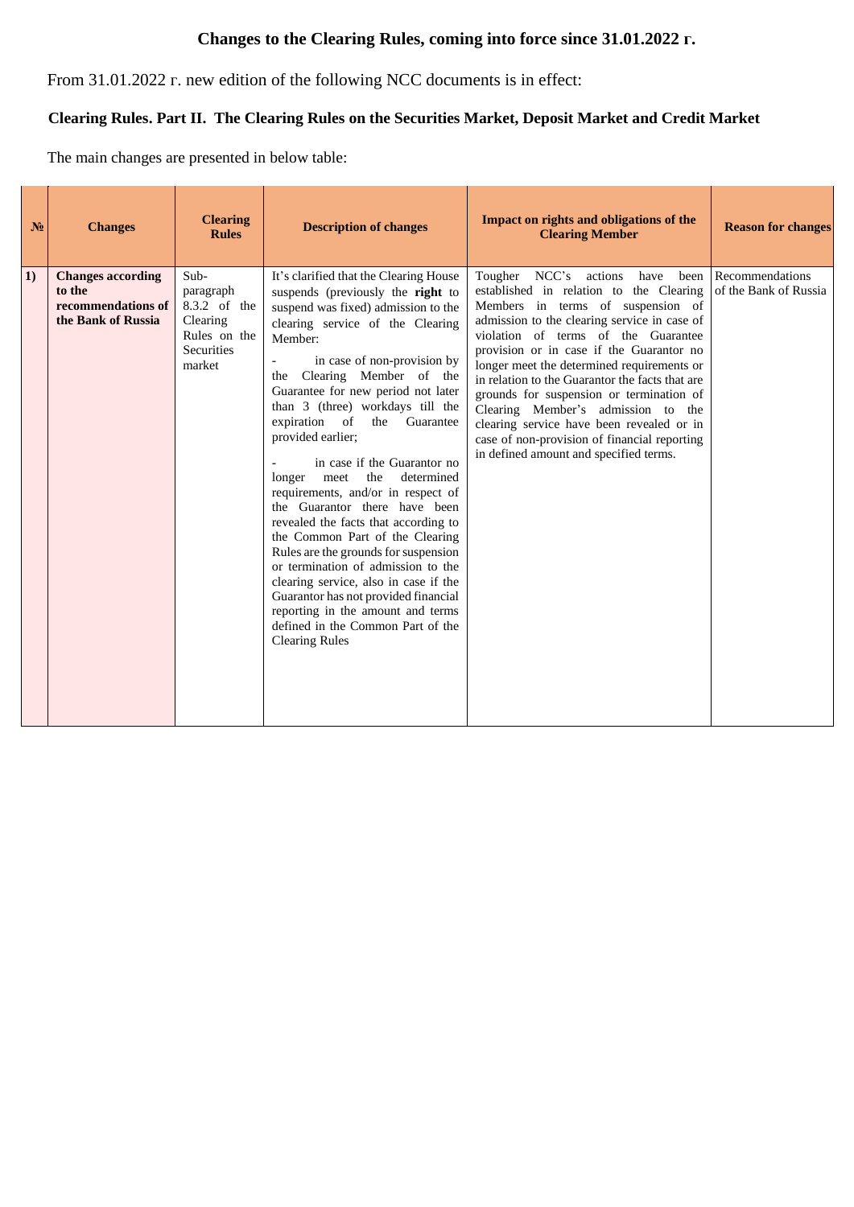# Changes to the Clearing Rules, coming into force since 31.01.2022 г.

From 31.01.2022 г. new edition of the following NCC documents is in effect:

## Clearing Rules. Part II. The Clearing Rules on the Securities Market, Deposit Market and Credit Market

The main changes are presented in below table:

| № | Changes | Clearing Rules | Description of changes | Impact on rights and obligations of the Clearing Member | Reason for changes |
|---|---|---|---|---|---|
| 1) | **Changes according to the recommendations of the Bank of Russia** | Sub-paragraph 8.3.2 of the Clearing Rules on the Securities market | It's clarified that the Clearing House suspends (previously the **right** to suspend was fixed) admission to the clearing service of the Clearing Member:<br>- in case of non-provision by the Clearing Member of the Guarantee for new period not later than 3 (three) workdays till the expiration of the Guarantee provided earlier;<br>- in case if the Guarantor no longer meet the determined requirements, and/or in respect of the Guarantor there have been revealed the facts that according to the Common Part of the Clearing Rules are the grounds for suspension or termination of admission to the clearing service, also in case if the Guarantor has not provided financial reporting in the amount and terms defined in the Common Part of the Clearing Rules | Tougher NCC's actions have been established in relation to the Clearing Members in terms of suspension of admission to the clearing service in case of violation of terms of the Guarantee provision or in case if the Guarantor no longer meet the determined requirements or in relation to the Guarantor the facts that are grounds for suspension or termination of Clearing Member's admission to the clearing service have been revealed or in case of non-provision of financial reporting in defined amount and specified terms. | Recommendations of the Bank of Russia |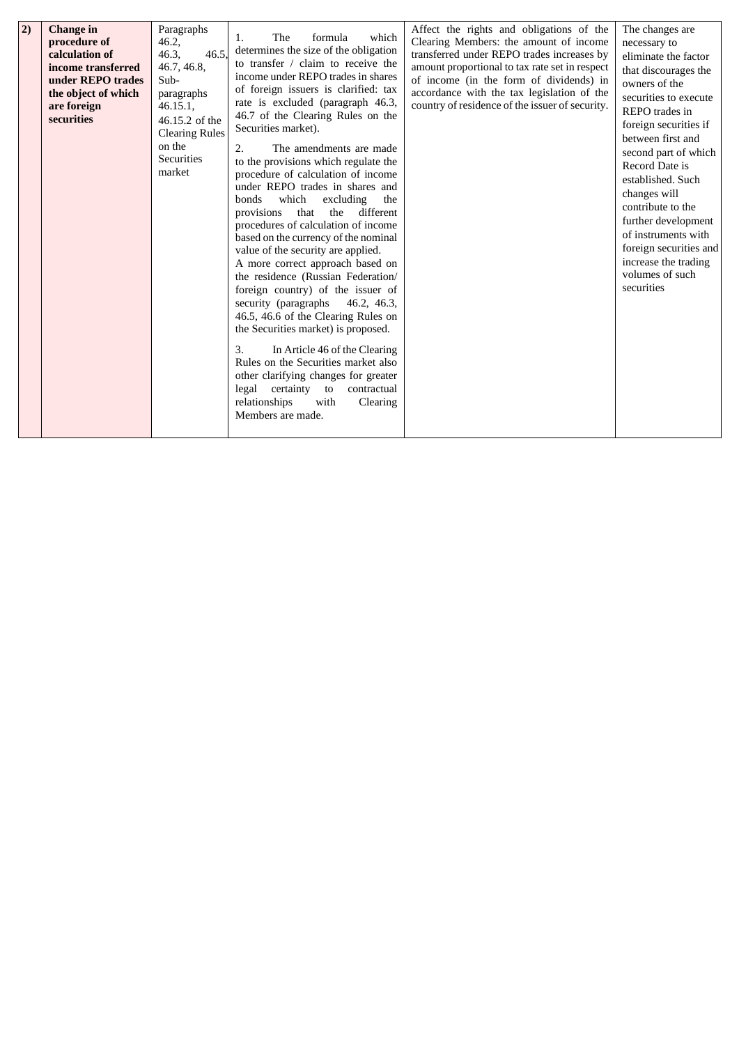| | | | | | |
|---|---|---|---|---|---|
| **2)** | **Change in procedure of calculation of income transferred under REPO trades the object of which are foreign securities** | Paragraphs 46.2, 46.3, 46.5, 46.7, 46.8, Sub-paragraphs 46.15.1, 46.15.2 of the Clearing Rules on the Securities market | 1. The formula which determines the size of the obligation to transfer / claim to receive the income under REPO trades in shares of foreign issuers is clarified: tax rate is excluded (paragraph 46.3, 46.7 of the Clearing Rules on the Securities market).<br><br>2. The amendments are made to the provisions which regulate the procedure of calculation of income under REPO trades in shares and bonds which excluding the provisions that the different procedures of calculation of income based on the currency of the nominal value of the security are applied.<br>A more correct approach based on the residence (Russian Federation/ foreign country) of the issuer of security (paragraphs 46.2, 46.3, 46.5, 46.6 of the Clearing Rules on the Securities market) is proposed.<br><br>3. In Article 46 of the Clearing Rules on the Securities market also other clarifying changes for greater legal certainty to contractual relationships with Clearing Members are made. | Affect the rights and obligations of the Clearing Members: the amount of income transferred under REPO trades increases by amount proportional to tax rate set in respect of income (in the form of dividends) in accordance with the tax legislation of the country of residence of the issuer of security. | The changes are necessary to eliminate the factor that discourages the owners of the securities to execute REPO trades in foreign securities if between first and second part of which Record Date is established. Such changes will contribute to the further development of instruments with foreign securities and increase the trading volumes of such securities |